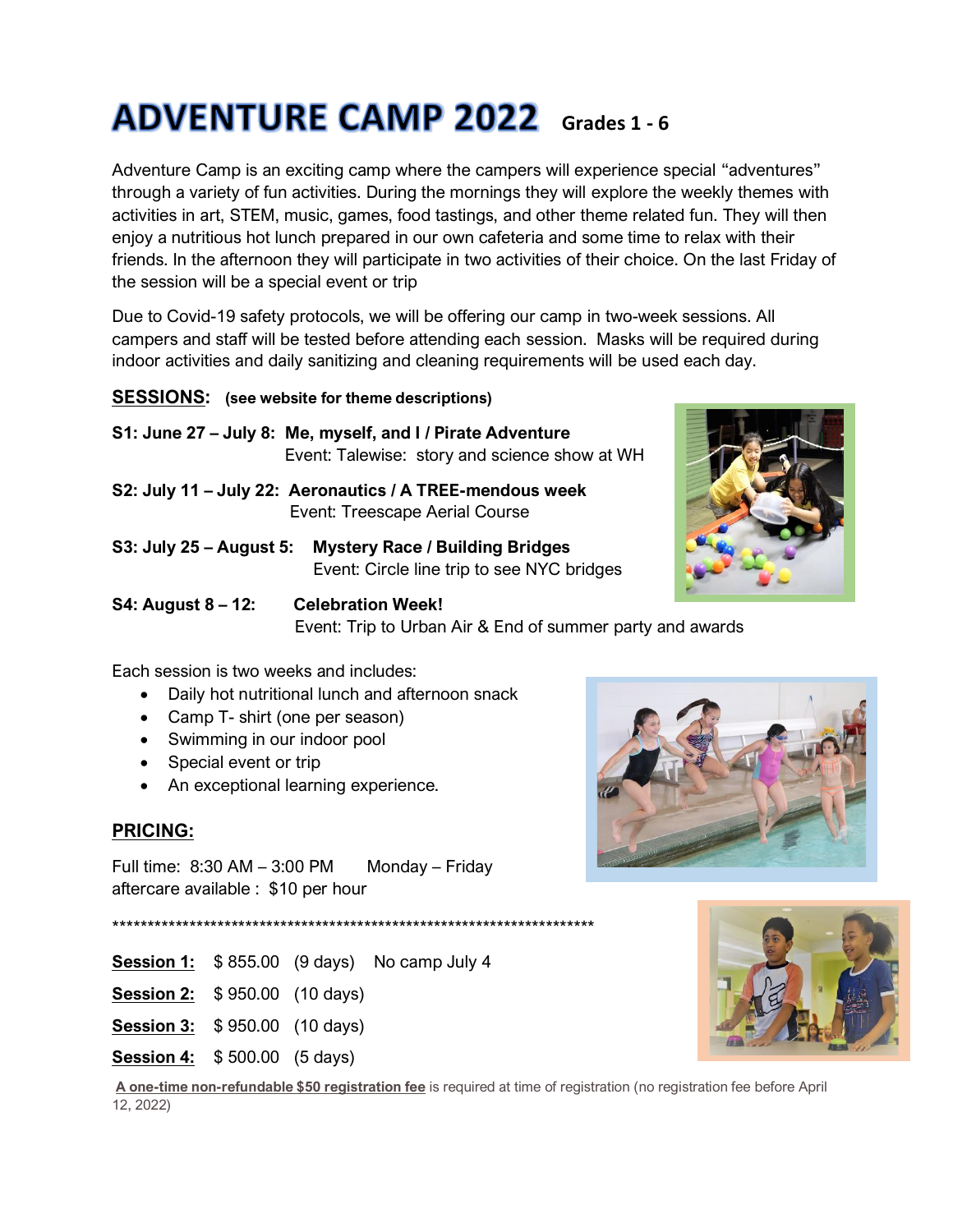# ADVENTURE CAMP 2022 Grades 1 - 6

Adventure Camp is an exciting camp where the campers will experience special "adventures" through a variety of fun activities. During the mornings they will explore the weekly themes with activities in art, STEM, music, games, food tastings, and other theme related fun. They will then enjoy a nutritious hot lunch prepared in our own cafeteria and some time to relax with their friends. In the afternoon they will participate in two activities of their choice. On the last Friday of the session will be a special event or trip

Due to Covid-19 safety protocols, we will be offering our camp in two-week sessions. All campers and staff will be tested before attending each session. Masks will be required during indoor activities and daily sanitizing and cleaning requirements will be used each day.

## SESSIONS: (see website for theme descriptions)

**S1: June 27 – July 8: Me, myself, and I / Pirate Adventure**
Event: Talewise: story and science show at WH

**S2: July 11 – July 22: Aeronautics / A TREE-mendous week**
Event: Treescape Aerial Course

**S3: July 25 – August 5: Mystery Race / Building Bridges**
Event: Circle line trip to see NYC bridges

**S4: August 8 – 12: Celebration Week!**
Event: Trip to Urban Air & End of summer party and awards

Each session is two weeks and includes:

- Daily hot nutritional lunch and afternoon snack
- Camp T- shirt (one per season)
- Swimming in our indoor pool
- Special event or trip
- An exceptional learning experience.

## PRICING:

Full time: 8:30 AM – 3:00 PM Monday – Friday
aftercare available : $10 per hour

*************************************************************************

**Session 1:** $ 855.00 (9 days) No camp July 4

**Session 2:** $ 950.00 (10 days)

**Session 3:** $ 950.00 (10 days)

**Session 4:** $ 500.00 (5 days)

**A one-time non-refundable $50 registration fee** is required at time of registration (no registration fee before April 12, 2022)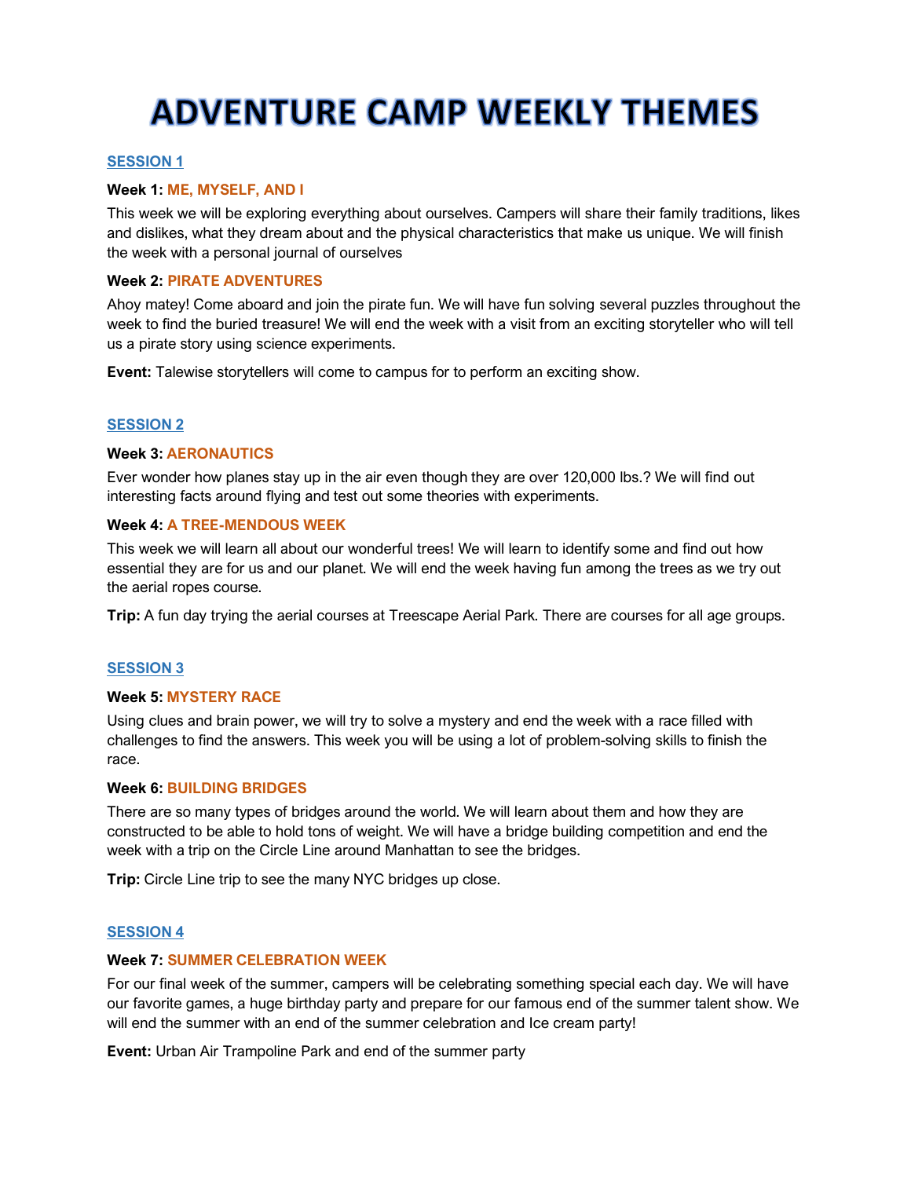# ADVENTURE CAMP WEEKLY THEMES

## SESSION 1

**Week 1: ME, MYSELF, AND I**

This week we will be exploring everything about ourselves. Campers will share their family traditions, likes and dislikes, what they dream about and the physical characteristics that make us unique. We will finish the week with a personal journal of ourselves

**Week 2: PIRATE ADVENTURES**

Ahoy matey! Come aboard and join the pirate fun. We will have fun solving several puzzles throughout the week to find the buried treasure! We will end the week with a visit from an exciting storyteller who will tell us a pirate story using science experiments.

**Event:** Talewise storytellers will come to campus for to perform an exciting show.

## SESSION 2

**Week 3: AERONAUTICS**

Ever wonder how planes stay up in the air even though they are over 120,000 lbs.? We will find out interesting facts around flying and test out some theories with experiments.

**Week 4: A TREE-MENDOUS WEEK**

This week we will learn all about our wonderful trees! We will learn to identify some and find out how essential they are for us and our planet. We will end the week having fun among the trees as we try out the aerial ropes course.

**Trip:** A fun day trying the aerial courses at Treescape Aerial Park. There are courses for all age groups.

## SESSION 3

**Week 5: MYSTERY RACE**

Using clues and brain power, we will try to solve a mystery and end the week with a race filled with challenges to find the answers. This week you will be using a lot of problem-solving skills to finish the race.

**Week 6: BUILDING BRIDGES**

There are so many types of bridges around the world. We will learn about them and how they are constructed to be able to hold tons of weight. We will have a bridge building competition and end the week with a trip on the Circle Line around Manhattan to see the bridges.

**Trip:** Circle Line trip to see the many NYC bridges up close.

## SESSION 4

**Week 7: SUMMER CELEBRATION WEEK**

For our final week of the summer, campers will be celebrating something special each day. We will have our favorite games, a huge birthday party and prepare for our famous end of the summer talent show. We will end the summer with an end of the summer celebration and Ice cream party!

**Event:** Urban Air Trampoline Park and end of the summer party